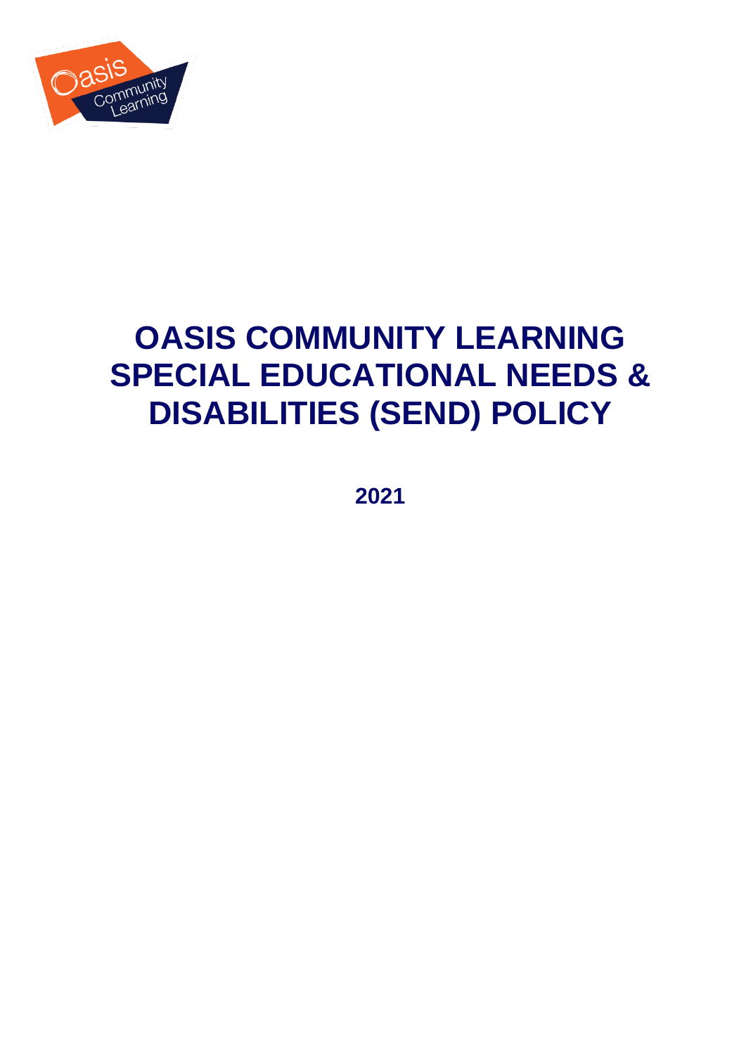# OASIS COMMUNITY LEARNING SPECIAL EDUCATIONAL NEEDS & DISABILITIES (SEND) POLICY

**2021**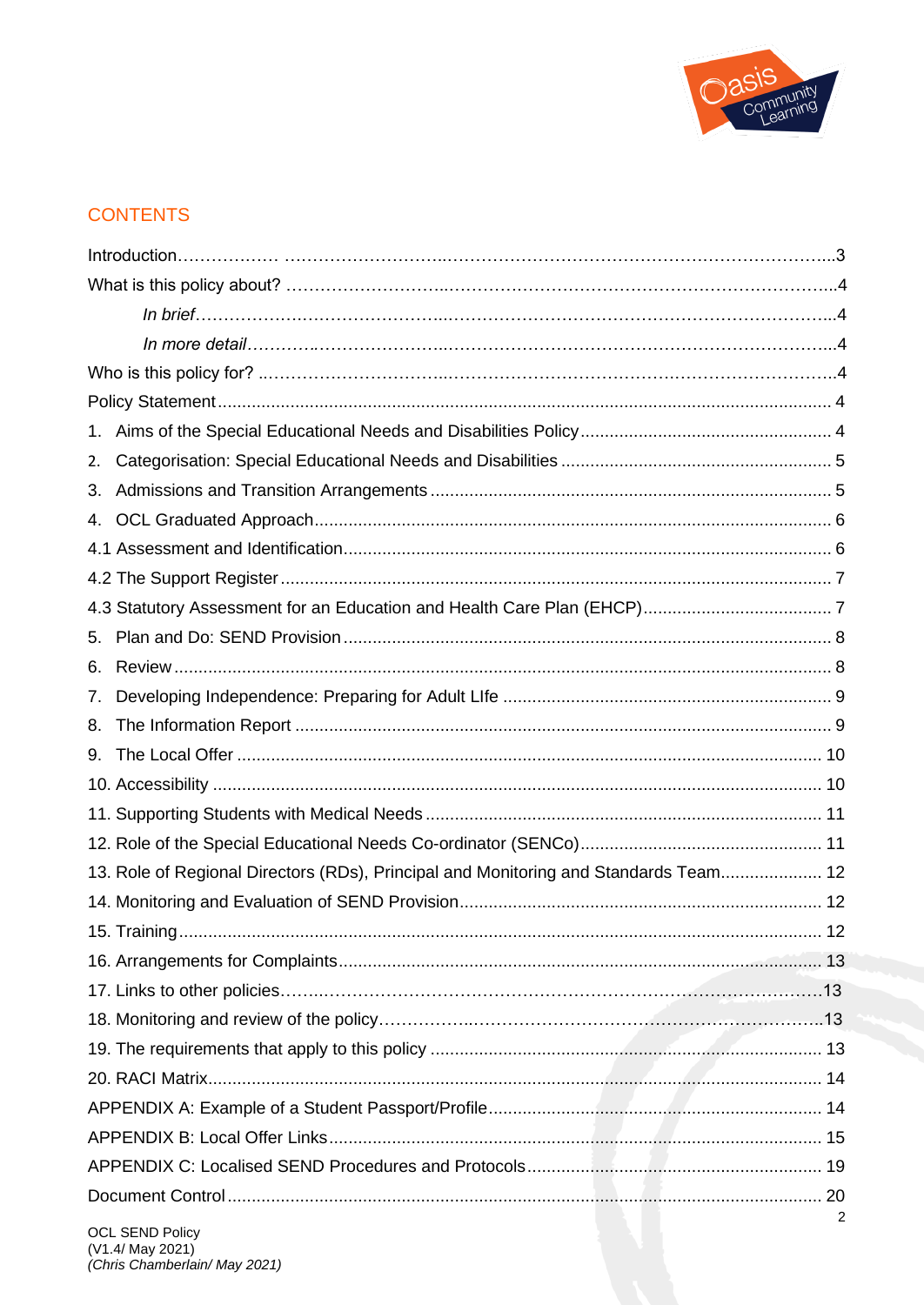## CONTENTS

Introduction……………… ……………………..……………………………………………………..3

What is this policy about? ………………………..……………………………………………………..4

*In brief*…………………………………..…………………………………………………………..4

*In more detail*…………..………………..……………………………………………………………..4

Who is this policy for? ..…………………………..……………………………………………………..4

Policy Statement ........................................................................................................ 4

1. Aims of the Special Educational Needs and Disabilities Policy .................................................... 4
2. Categorisation: Special Educational Needs and Disabilities ........................................................ 5
3. Admissions and Transition Arrangements .................................................................................. 5
4. OCL Graduated Approach .......................................................................................................... 6

4.1 Assessment and Identification .................................................................................................... 6

4.2 The Support Register ................................................................................................................. 7

4.3 Statutory Assessment for an Education and Health Care Plan (EHCP) ........................................ 7

5. Plan and Do: SEND Provision ..................................................................................................... 8
6. Review ....................................................................................................................................... 8
7. Developing Independence: Preparing for Adult LIfe .................................................................... 9
8. The Information Report .............................................................................................................. 9
9. The Local Offer ........................................................................................................................ 10
10. Accessibility ............................................................................................................................ 10
11. Supporting Students with Medical Needs ................................................................................. 11
12. Role of the Special Educational Needs Co-ordinator (SENCo) .................................................. 11
13. Role of Regional Directors (RDs), Principal and Monitoring and Standards Team ..................... 12
14. Monitoring and Evaluation of SEND Provision ........................................................................... 12
15. Training .................................................................................................................................... 12
16. Arrangements for Complaints .................................................................................................... 13
17. Links to other policies…….………………………………………………………………………….13
18. Monitoring and review of the policy……………..……………………………………………………..13
19. The requirements that apply to this policy ................................................................................ 13
20. RACI Matrix .............................................................................................................................. 14

APPENDIX A: Example of a Student Passport/Profile ..................................................................... 14

APPENDIX B: Local Offer Links ...................................................................................................... 15

APPENDIX C: Localised SEND Procedures and Protocols ............................................................. 19

Document Control ........................................................................................................................... 20

OCL SEND Policy
(V1.4/ May 2021)
*(Chris Chamberlain/ May 2021)*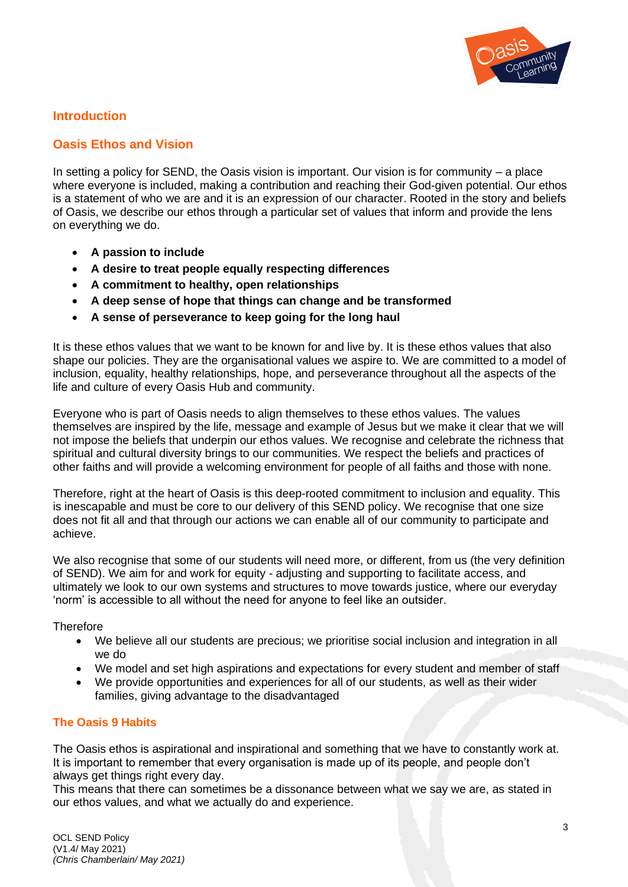## Introduction

## Oasis Ethos and Vision

In setting a policy for SEND, the Oasis vision is important. Our vision is for community – a place where everyone is included, making a contribution and reaching their God-given potential. Our ethos is a statement of who we are and it is an expression of our character. Rooted in the story and beliefs of Oasis, we describe our ethos through a particular set of values that inform and provide the lens on everything we do.

- **A passion to include**
- **A desire to treat people equally respecting differences**
- **A commitment to healthy, open relationships**
- **A deep sense of hope that things can change and be transformed**
- **A sense of perseverance to keep going for the long haul**

It is these ethos values that we want to be known for and live by. It is these ethos values that also shape our policies. They are the organisational values we aspire to. We are committed to a model of inclusion, equality, healthy relationships, hope, and perseverance throughout all the aspects of the life and culture of every Oasis Hub and community.

Everyone who is part of Oasis needs to align themselves to these ethos values. The values themselves are inspired by the life, message and example of Jesus but we make it clear that we will not impose the beliefs that underpin our ethos values. We recognise and celebrate the richness that spiritual and cultural diversity brings to our communities. We respect the beliefs and practices of other faiths and will provide a welcoming environment for people of all faiths and those with none.

Therefore, right at the heart of Oasis is this deep-rooted commitment to inclusion and equality. This is inescapable and must be core to our delivery of this SEND policy. We recognise that one size does not fit all and that through our actions we can enable all of our community to participate and achieve.

We also recognise that some of our students will need more, or different, from us (the very definition of SEND). We aim for and work for equity - adjusting and supporting to facilitate access, and ultimately we look to our own systems and structures to move towards justice, where our everyday 'norm' is accessible to all without the need for anyone to feel like an outsider.

Therefore

- We believe all our students are precious; we prioritise social inclusion and integration in all we do
- We model and set high aspirations and expectations for every student and member of staff
- We provide opportunities and experiences for all of our students, as well as their wider families, giving advantage to the disadvantaged

### The Oasis 9 Habits

The Oasis ethos is aspirational and inspirational and something that we have to constantly work at. It is important to remember that every organisation is made up of its people, and people don't always get things right every day.
This means that there can sometimes be a dissonance between what we say we are, as stated in our ethos values, and what we actually do and experience.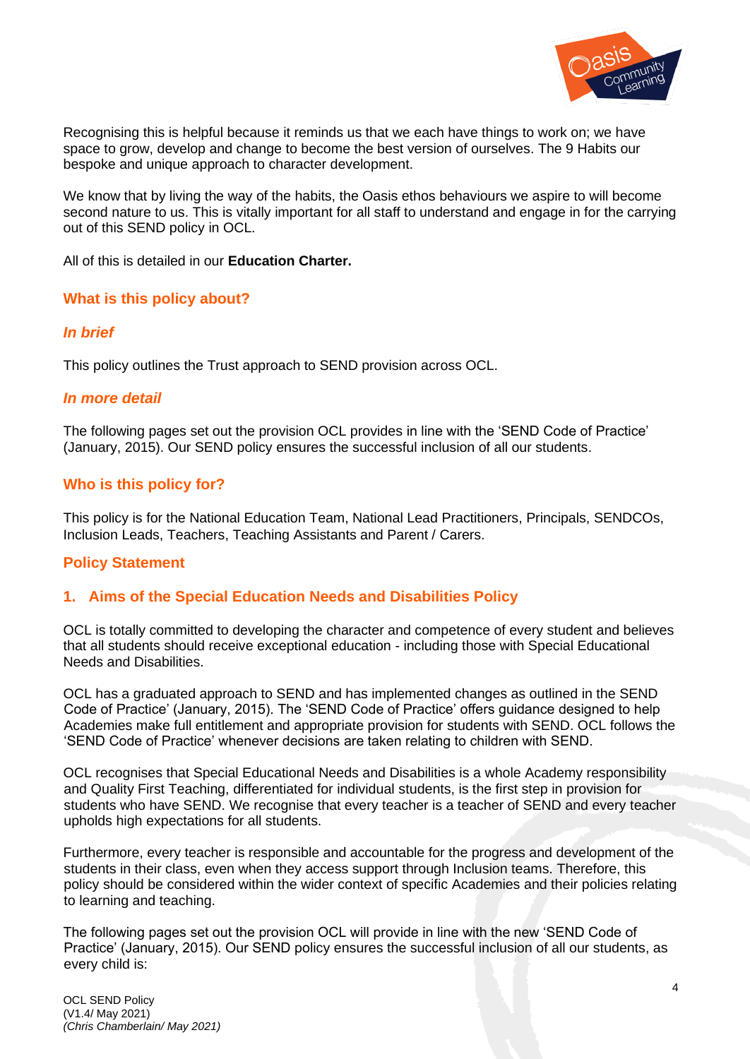Recognising this is helpful because it reminds us that we each have things to work on; we have space to grow, develop and change to become the best version of ourselves. The 9 Habits our bespoke and unique approach to character development.

We know that by living the way of the habits, the Oasis ethos behaviours we aspire to will become second nature to us. This is vitally important for all staff to understand and engage in for the carrying out of this SEND policy in OCL.

All of this is detailed in our **Education Charter.**

## What is this policy about?

### *In brief*

This policy outlines the Trust approach to SEND provision across OCL.

### *In more detail*

The following pages set out the provision OCL provides in line with the 'SEND Code of Practice' (January, 2015). Our SEND policy ensures the successful inclusion of all our students.

## Who is this policy for?

This policy is for the National Education Team, National Lead Practitioners, Principals, SENDCOs, Inclusion Leads, Teachers, Teaching Assistants and Parent / Carers.

## Policy Statement

## 1. Aims of the Special Education Needs and Disabilities Policy

OCL is totally committed to developing the character and competence of every student and believes that all students should receive exceptional education - including those with Special Educational Needs and Disabilities.

OCL has a graduated approach to SEND and has implemented changes as outlined in the SEND Code of Practice' (January, 2015). The 'SEND Code of Practice' offers guidance designed to help Academies make full entitlement and appropriate provision for students with SEND. OCL follows the 'SEND Code of Practice' whenever decisions are taken relating to children with SEND.

OCL recognises that Special Educational Needs and Disabilities is a whole Academy responsibility and Quality First Teaching, differentiated for individual students, is the first step in provision for students who have SEND. We recognise that every teacher is a teacher of SEND and every teacher upholds high expectations for all students.

Furthermore, every teacher is responsible and accountable for the progress and development of the students in their class, even when they access support through Inclusion teams. Therefore, this policy should be considered within the wider context of specific Academies and their policies relating to learning and teaching.

The following pages set out the provision OCL will provide in line with the new 'SEND Code of Practice' (January, 2015). Our SEND policy ensures the successful inclusion of all our students, as every child is: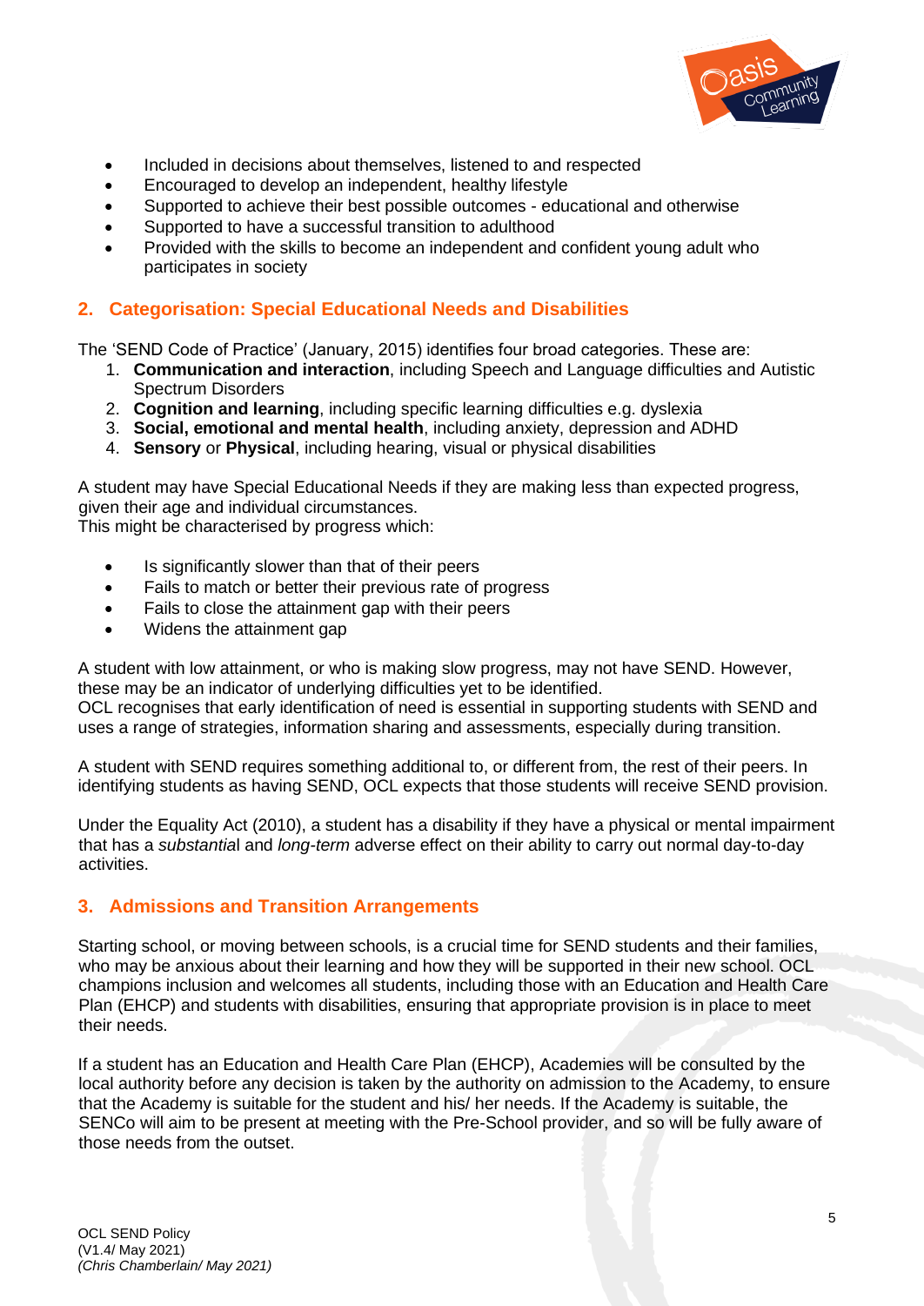- Included in decisions about themselves, listened to and respected
- Encouraged to develop an independent, healthy lifestyle
- Supported to achieve their best possible outcomes - educational and otherwise
- Supported to have a successful transition to adulthood
- Provided with the skills to become an independent and confident young adult who participates in society

## 2. Categorisation: Special Educational Needs and Disabilities

The 'SEND Code of Practice' (January, 2015) identifies four broad categories. These are:

1. **Communication and interaction**, including Speech and Language difficulties and Autistic Spectrum Disorders
2. **Cognition and learning**, including specific learning difficulties e.g. dyslexia
3. **Social, emotional and mental health**, including anxiety, depression and ADHD
4. **Sensory** or **Physical**, including hearing, visual or physical disabilities

A student may have Special Educational Needs if they are making less than expected progress, given their age and individual circumstances.
This might be characterised by progress which:

- Is significantly slower than that of their peers
- Fails to match or better their previous rate of progress
- Fails to close the attainment gap with their peers
- Widens the attainment gap

A student with low attainment, or who is making slow progress, may not have SEND. However, these may be an indicator of underlying difficulties yet to be identified.
OCL recognises that early identification of need is essential in supporting students with SEND and uses a range of strategies, information sharing and assessments, especially during transition.

A student with SEND requires something additional to, or different from, the rest of their peers. In identifying students as having SEND, OCL expects that those students will receive SEND provision.

Under the Equality Act (2010), a student has a disability if they have a physical or mental impairment that has a *substantial* and *long-term* adverse effect on their ability to carry out normal day-to-day activities.

## 3. Admissions and Transition Arrangements

Starting school, or moving between schools, is a crucial time for SEND students and their families, who may be anxious about their learning and how they will be supported in their new school. OCL champions inclusion and welcomes all students, including those with an Education and Health Care Plan (EHCP) and students with disabilities, ensuring that appropriate provision is in place to meet their needs.

If a student has an Education and Health Care Plan (EHCP), Academies will be consulted by the local authority before any decision is taken by the authority on admission to the Academy, to ensure that the Academy is suitable for the student and his/ her needs. If the Academy is suitable, the SENCo will aim to be present at meeting with the Pre-School provider, and so will be fully aware of those needs from the outset.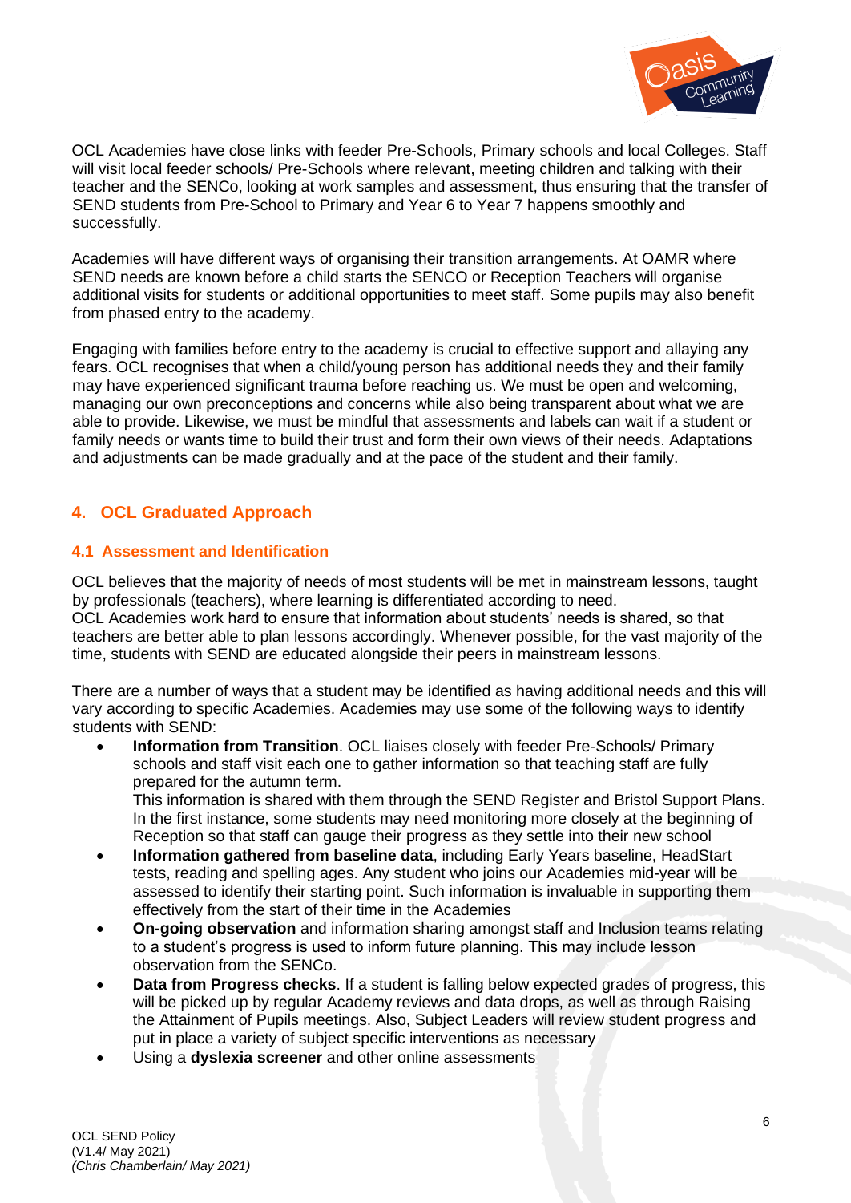OCL Academies have close links with feeder Pre-Schools, Primary schools and local Colleges. Staff will visit local feeder schools/ Pre-Schools where relevant, meeting children and talking with their teacher and the SENCo, looking at work samples and assessment, thus ensuring that the transfer of SEND students from Pre-School to Primary and Year 6 to Year 7 happens smoothly and successfully.

Academies will have different ways of organising their transition arrangements. At OAMR where SEND needs are known before a child starts the SENCO or Reception Teachers will organise additional visits for students or additional opportunities to meet staff. Some pupils may also benefit from phased entry to the academy.

Engaging with families before entry to the academy is crucial to effective support and allaying any fears. OCL recognises that when a child/young person has additional needs they and their family may have experienced significant trauma before reaching us. We must be open and welcoming, managing our own preconceptions and concerns while also being transparent about what we are able to provide. Likewise, we must be mindful that assessments and labels can wait if a student or family needs or wants time to build their trust and form their own views of their needs. Adaptations and adjustments can be made gradually and at the pace of the student and their family.

## 4. OCL Graduated Approach

### 4.1 Assessment and Identification

OCL believes that the majority of needs of most students will be met in mainstream lessons, taught by professionals (teachers), where learning is differentiated according to need.
OCL Academies work hard to ensure that information about students' needs is shared, so that teachers are better able to plan lessons accordingly. Whenever possible, for the vast majority of the time, students with SEND are educated alongside their peers in mainstream lessons.

There are a number of ways that a student may be identified as having additional needs and this will vary according to specific Academies. Academies may use some of the following ways to identify students with SEND:

- **Information from Transition**. OCL liaises closely with feeder Pre-Schools/ Primary schools and staff visit each one to gather information so that teaching staff are fully prepared for the autumn term.
  This information is shared with them through the SEND Register and Bristol Support Plans. In the first instance, some students may need monitoring more closely at the beginning of Reception so that staff can gauge their progress as they settle into their new school
- **Information gathered from baseline data**, including Early Years baseline, HeadStart tests, reading and spelling ages. Any student who joins our Academies mid-year will be assessed to identify their starting point. Such information is invaluable in supporting them effectively from the start of their time in the Academies
- **On-going observation** and information sharing amongst staff and Inclusion teams relating to a student's progress is used to inform future planning. This may include lesson observation from the SENCo.
- **Data from Progress checks**. If a student is falling below expected grades of progress, this will be picked up by regular Academy reviews and data drops, as well as through Raising the Attainment of Pupils meetings. Also, Subject Leaders will review student progress and put in place a variety of subject specific interventions as necessary
- Using a **dyslexia screener** and other online assessments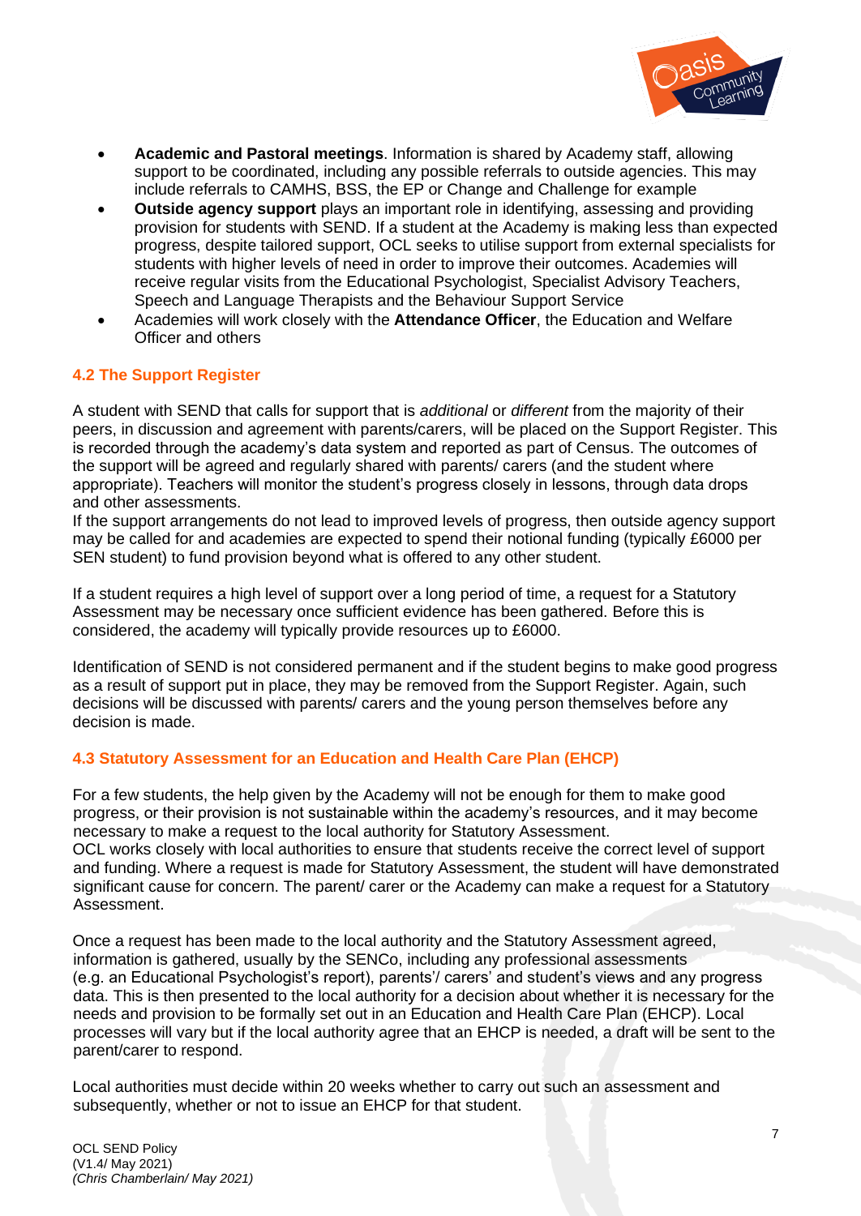- **Academic and Pastoral meetings**. Information is shared by Academy staff, allowing support to be coordinated, including any possible referrals to outside agencies. This may include referrals to CAMHS, BSS, the EP or Change and Challenge for example
- **Outside agency support** plays an important role in identifying, assessing and providing provision for students with SEND. If a student at the Academy is making less than expected progress, despite tailored support, OCL seeks to utilise support from external specialists for students with higher levels of need in order to improve their outcomes. Academies will receive regular visits from the Educational Psychologist, Specialist Advisory Teachers, Speech and Language Therapists and the Behaviour Support Service
- Academies will work closely with the **Attendance Officer**, the Education and Welfare Officer and others

### 4.2 The Support Register

A student with SEND that calls for support that is *additional* or *different* from the majority of their peers, in discussion and agreement with parents/carers, will be placed on the Support Register. This is recorded through the academy's data system and reported as part of Census. The outcomes of the support will be agreed and regularly shared with parents/ carers (and the student where appropriate). Teachers will monitor the student's progress closely in lessons, through data drops and other assessments.

If the support arrangements do not lead to improved levels of progress, then outside agency support may be called for and academies are expected to spend their notional funding (typically £6000 per SEN student) to fund provision beyond what is offered to any other student.

If a student requires a high level of support over a long period of time, a request for a Statutory Assessment may be necessary once sufficient evidence has been gathered. Before this is considered, the academy will typically provide resources up to £6000.

Identification of SEND is not considered permanent and if the student begins to make good progress as a result of support put in place, they may be removed from the Support Register. Again, such decisions will be discussed with parents/ carers and the young person themselves before any decision is made.

### 4.3 Statutory Assessment for an Education and Health Care Plan (EHCP)

For a few students, the help given by the Academy will not be enough for them to make good progress, or their provision is not sustainable within the academy's resources, and it may become necessary to make a request to the local authority for Statutory Assessment.

OCL works closely with local authorities to ensure that students receive the correct level of support and funding. Where a request is made for Statutory Assessment, the student will have demonstrated significant cause for concern. The parent/ carer or the Academy can make a request for a Statutory Assessment.

Once a request has been made to the local authority and the Statutory Assessment agreed, information is gathered, usually by the SENCo, including any professional assessments (e.g. an Educational Psychologist's report), parents'/ carers' and student's views and any progress data. This is then presented to the local authority for a decision about whether it is necessary for the needs and provision to be formally set out in an Education and Health Care Plan (EHCP). Local processes will vary but if the local authority agree that an EHCP is needed, a draft will be sent to the parent/carer to respond.

Local authorities must decide within 20 weeks whether to carry out such an assessment and subsequently, whether or not to issue an EHCP for that student.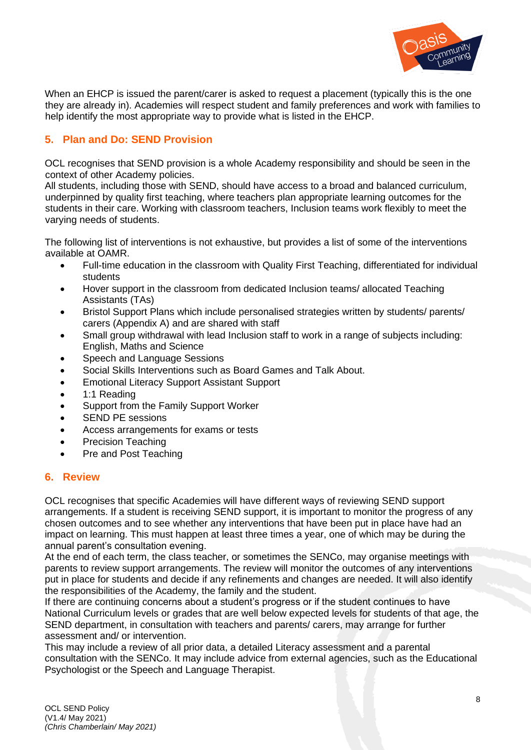When an EHCP is issued the parent/carer is asked to request a placement (typically this is the one they are already in). Academies will respect student and family preferences and work with families to help identify the most appropriate way to provide what is listed in the EHCP.

## 5. Plan and Do: SEND Provision

OCL recognises that SEND provision is a whole Academy responsibility and should be seen in the context of other Academy policies.
All students, including those with SEND, should have access to a broad and balanced curriculum, underpinned by quality first teaching, where teachers plan appropriate learning outcomes for the students in their care. Working with classroom teachers, Inclusion teams work flexibly to meet the varying needs of students.

The following list of interventions is not exhaustive, but provides a list of some of the interventions available at OAMR.

- Full-time education in the classroom with Quality First Teaching, differentiated for individual students
- Hover support in the classroom from dedicated Inclusion teams/ allocated Teaching Assistants (TAs)
- Bristol Support Plans which include personalised strategies written by students/ parents/ carers (Appendix A) and are shared with staff
- Small group withdrawal with lead Inclusion staff to work in a range of subjects including: English, Maths and Science
- Speech and Language Sessions
- Social Skills Interventions such as Board Games and Talk About.
- Emotional Literacy Support Assistant Support
- 1:1 Reading
- Support from the Family Support Worker
- SEND PE sessions
- Access arrangements for exams or tests
- Precision Teaching
- Pre and Post Teaching

## 6. Review

OCL recognises that specific Academies will have different ways of reviewing SEND support arrangements. If a student is receiving SEND support, it is important to monitor the progress of any chosen outcomes and to see whether any interventions that have been put in place have had an impact on learning. This must happen at least three times a year, one of which may be during the annual parent's consultation evening.
At the end of each term, the class teacher, or sometimes the SENCo, may organise meetings with parents to review support arrangements. The review will monitor the outcomes of any interventions put in place for students and decide if any refinements and changes are needed. It will also identify the responsibilities of the Academy, the family and the student.
If there are continuing concerns about a student's progress or if the student continues to have National Curriculum levels or grades that are well below expected levels for students of that age, the SEND department, in consultation with teachers and parents/ carers, may arrange for further assessment and/ or intervention.
This may include a review of all prior data, a detailed Literacy assessment and a parental consultation with the SENCo. It may include advice from external agencies, such as the Educational Psychologist or the Speech and Language Therapist.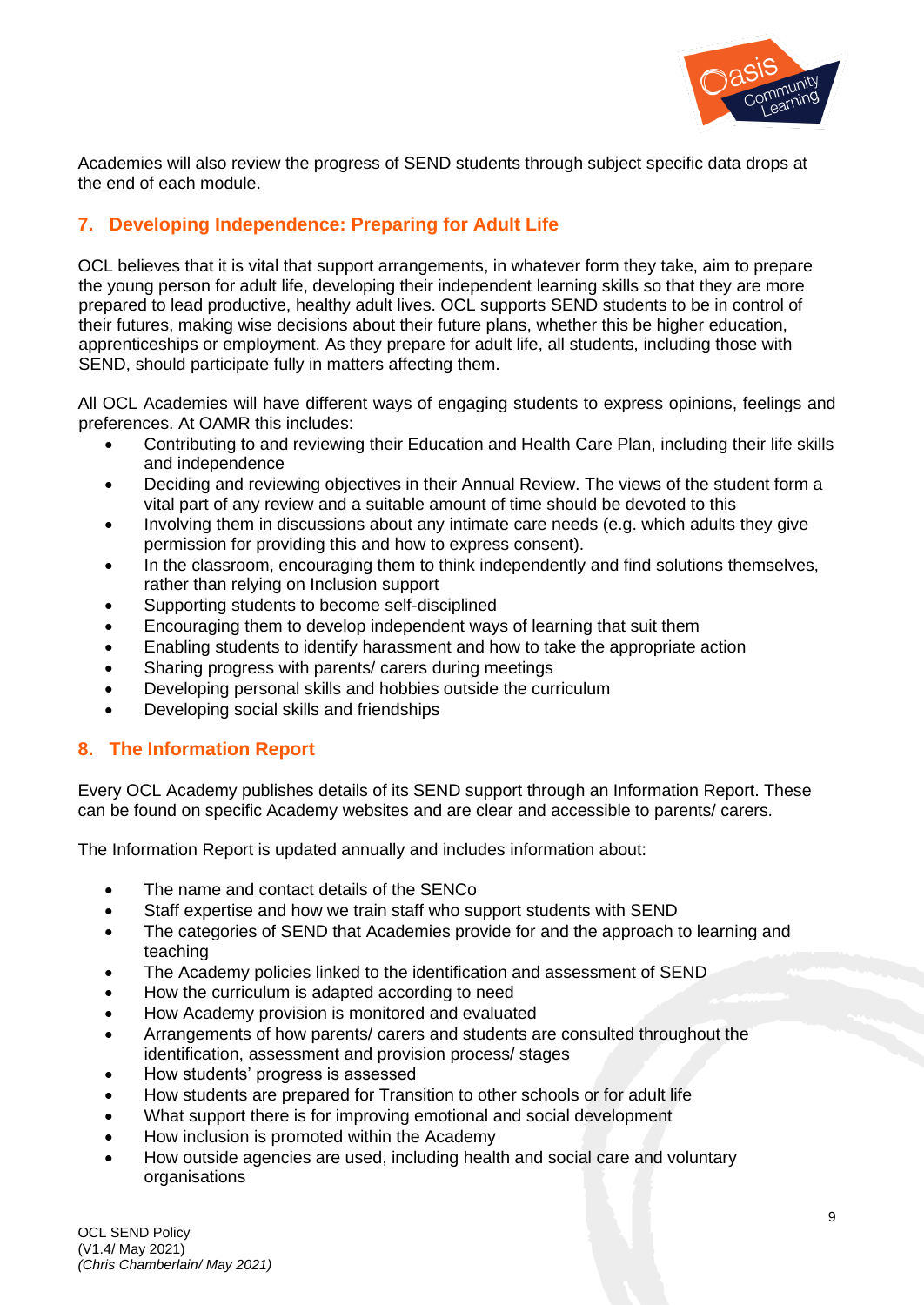Academies will also review the progress of SEND students through subject specific data drops at the end of each module.

## 7. Developing Independence: Preparing for Adult Life

OCL believes that it is vital that support arrangements, in whatever form they take, aim to prepare the young person for adult life, developing their independent learning skills so that they are more prepared to lead productive, healthy adult lives. OCL supports SEND students to be in control of their futures, making wise decisions about their future plans, whether this be higher education, apprenticeships or employment. As they prepare for adult life, all students, including those with SEND, should participate fully in matters affecting them.

All OCL Academies will have different ways of engaging students to express opinions, feelings and preferences. At OAMR this includes:

- Contributing to and reviewing their Education and Health Care Plan, including their life skills and independence
- Deciding and reviewing objectives in their Annual Review. The views of the student form a vital part of any review and a suitable amount of time should be devoted to this
- Involving them in discussions about any intimate care needs (e.g. which adults they give permission for providing this and how to express consent).
- In the classroom, encouraging them to think independently and find solutions themselves, rather than relying on Inclusion support
- Supporting students to become self-disciplined
- Encouraging them to develop independent ways of learning that suit them
- Enabling students to identify harassment and how to take the appropriate action
- Sharing progress with parents/ carers during meetings
- Developing personal skills and hobbies outside the curriculum
- Developing social skills and friendships

## 8. The Information Report

Every OCL Academy publishes details of its SEND support through an Information Report. These can be found on specific Academy websites and are clear and accessible to parents/ carers.

The Information Report is updated annually and includes information about:

- The name and contact details of the SENCo
- Staff expertise and how we train staff who support students with SEND
- The categories of SEND that Academies provide for and the approach to learning and teaching
- The Academy policies linked to the identification and assessment of SEND
- How the curriculum is adapted according to need
- How Academy provision is monitored and evaluated
- Arrangements of how parents/ carers and students are consulted throughout the identification, assessment and provision process/ stages
- How students' progress is assessed
- How students are prepared for Transition to other schools or for adult life
- What support there is for improving emotional and social development
- How inclusion is promoted within the Academy
- How outside agencies are used, including health and social care and voluntary organisations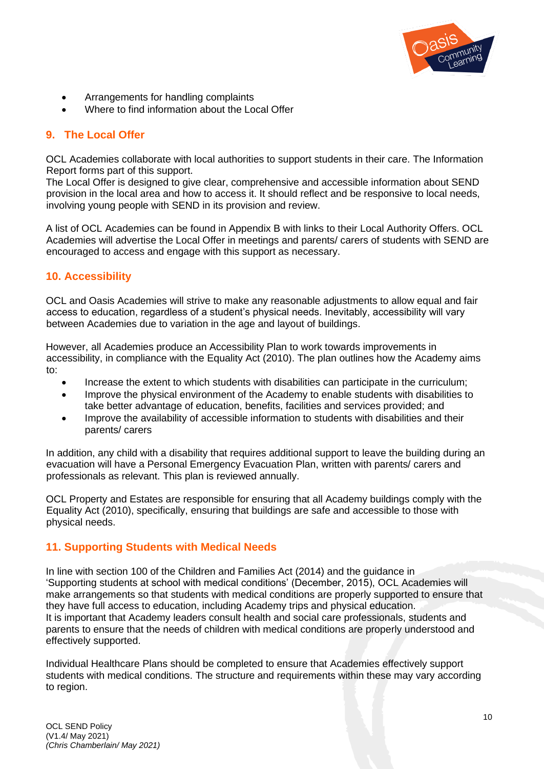- Arrangements for handling complaints
- Where to find information about the Local Offer

## 9. The Local Offer

OCL Academies collaborate with local authorities to support students in their care. The Information Report forms part of this support.
The Local Offer is designed to give clear, comprehensive and accessible information about SEND provision in the local area and how to access it. It should reflect and be responsive to local needs, involving young people with SEND in its provision and review.

A list of OCL Academies can be found in Appendix B with links to their Local Authority Offers. OCL Academies will advertise the Local Offer in meetings and parents/ carers of students with SEND are encouraged to access and engage with this support as necessary.

## 10. Accessibility

OCL and Oasis Academies will strive to make any reasonable adjustments to allow equal and fair access to education, regardless of a student's physical needs. Inevitably, accessibility will vary between Academies due to variation in the age and layout of buildings.

However, all Academies produce an Accessibility Plan to work towards improvements in accessibility, in compliance with the Equality Act (2010). The plan outlines how the Academy aims to:

- Increase the extent to which students with disabilities can participate in the curriculum;
- Improve the physical environment of the Academy to enable students with disabilities to take better advantage of education, benefits, facilities and services provided; and
- Improve the availability of accessible information to students with disabilities and their parents/ carers

In addition, any child with a disability that requires additional support to leave the building during an evacuation will have a Personal Emergency Evacuation Plan, written with parents/ carers and professionals as relevant. This plan is reviewed annually.

OCL Property and Estates are responsible for ensuring that all Academy buildings comply with the Equality Act (2010), specifically, ensuring that buildings are safe and accessible to those with physical needs.

## 11. Supporting Students with Medical Needs

In line with section 100 of the Children and Families Act (2014) and the guidance in 'Supporting students at school with medical conditions' (December, 2015), OCL Academies will make arrangements so that students with medical conditions are properly supported to ensure that they have full access to education, including Academy trips and physical education.
It is important that Academy leaders consult health and social care professionals, students and parents to ensure that the needs of children with medical conditions are properly understood and effectively supported.

Individual Healthcare Plans should be completed to ensure that Academies effectively support students with medical conditions. The structure and requirements within these may vary according to region.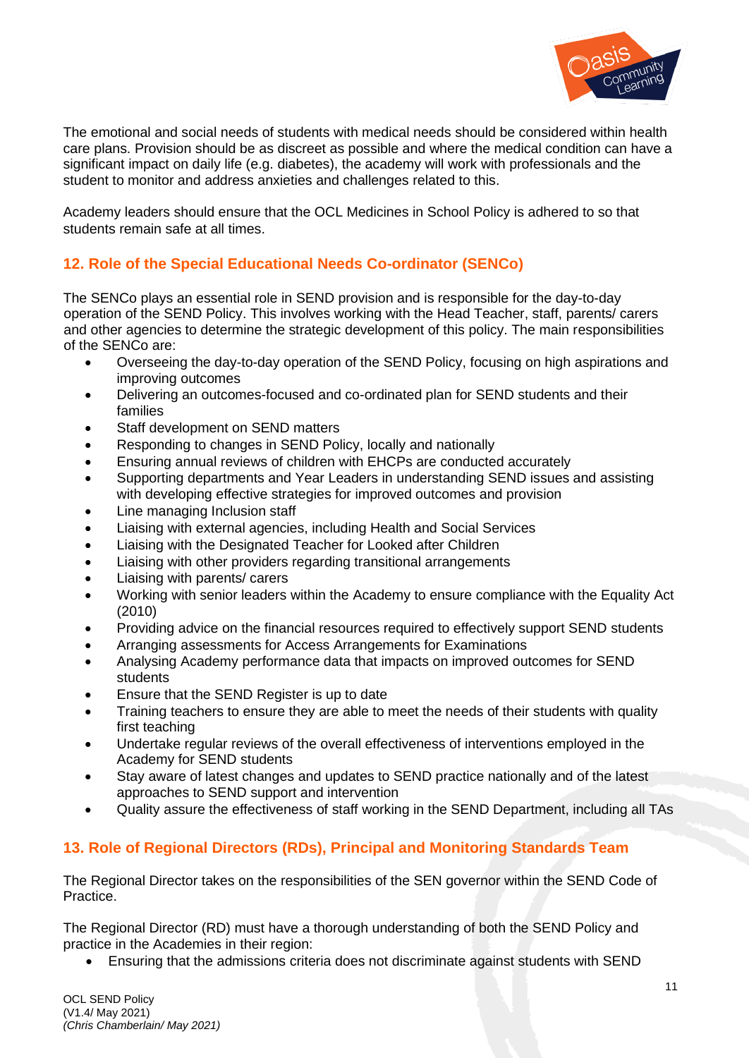The emotional and social needs of students with medical needs should be considered within health care plans. Provision should be as discreet as possible and where the medical condition can have a significant impact on daily life (e.g. diabetes), the academy will work with professionals and the student to monitor and address anxieties and challenges related to this.

Academy leaders should ensure that the OCL Medicines in School Policy is adhered to so that students remain safe at all times.

## 12. Role of the Special Educational Needs Co-ordinator (SENCo)

The SENCo plays an essential role in SEND provision and is responsible for the day-to-day operation of the SEND Policy. This involves working with the Head Teacher, staff, parents/ carers and other agencies to determine the strategic development of this policy. The main responsibilities of the SENCo are:

- Overseeing the day-to-day operation of the SEND Policy, focusing on high aspirations and improving outcomes
- Delivering an outcomes-focused and co-ordinated plan for SEND students and their families
- Staff development on SEND matters
- Responding to changes in SEND Policy, locally and nationally
- Ensuring annual reviews of children with EHCPs are conducted accurately
- Supporting departments and Year Leaders in understanding SEND issues and assisting with developing effective strategies for improved outcomes and provision
- Line managing Inclusion staff
- Liaising with external agencies, including Health and Social Services
- Liaising with the Designated Teacher for Looked after Children
- Liaising with other providers regarding transitional arrangements
- Liaising with parents/ carers
- Working with senior leaders within the Academy to ensure compliance with the Equality Act (2010)
- Providing advice on the financial resources required to effectively support SEND students
- Arranging assessments for Access Arrangements for Examinations
- Analysing Academy performance data that impacts on improved outcomes for SEND students
- Ensure that the SEND Register is up to date
- Training teachers to ensure they are able to meet the needs of their students with quality first teaching
- Undertake regular reviews of the overall effectiveness of interventions employed in the Academy for SEND students
- Stay aware of latest changes and updates to SEND practice nationally and of the latest approaches to SEND support and intervention
- Quality assure the effectiveness of staff working in the SEND Department, including all TAs

## 13. Role of Regional Directors (RDs), Principal and Monitoring Standards Team

The Regional Director takes on the responsibilities of the SEN governor within the SEND Code of Practice.

The Regional Director (RD) must have a thorough understanding of both the SEND Policy and practice in the Academies in their region:

- Ensuring that the admissions criteria does not discriminate against students with SEND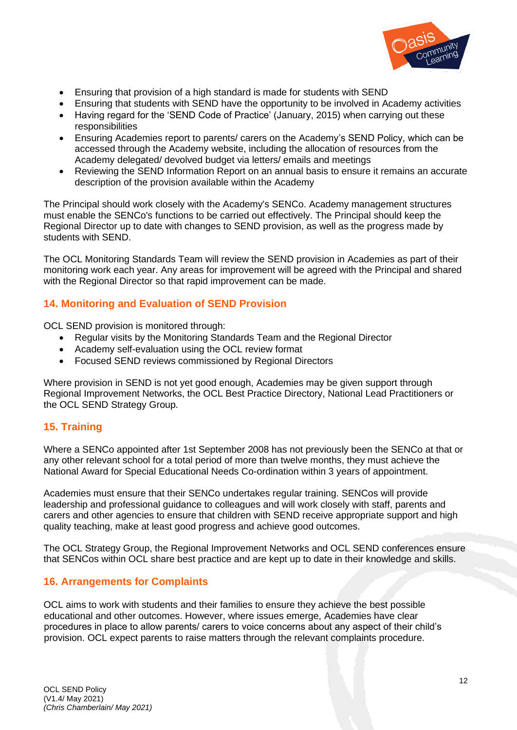- Ensuring that provision of a high standard is made for students with SEND
- Ensuring that students with SEND have the opportunity to be involved in Academy activities
- Having regard for the 'SEND Code of Practice' (January, 2015) when carrying out these responsibilities
- Ensuring Academies report to parents/ carers on the Academy's SEND Policy, which can be accessed through the Academy website, including the allocation of resources from the Academy delegated/ devolved budget via letters/ emails and meetings
- Reviewing the SEND Information Report on an annual basis to ensure it remains an accurate description of the provision available within the Academy

The Principal should work closely with the Academy's SENCo. Academy management structures must enable the SENCo's functions to be carried out effectively. The Principal should keep the Regional Director up to date with changes to SEND provision, as well as the progress made by students with SEND.

The OCL Monitoring Standards Team will review the SEND provision in Academies as part of their monitoring work each year. Any areas for improvement will be agreed with the Principal and shared with the Regional Director so that rapid improvement can be made.

## 14. Monitoring and Evaluation of SEND Provision

OCL SEND provision is monitored through:

- Regular visits by the Monitoring Standards Team and the Regional Director
- Academy self-evaluation using the OCL review format
- Focused SEND reviews commissioned by Regional Directors

Where provision in SEND is not yet good enough, Academies may be given support through Regional Improvement Networks, the OCL Best Practice Directory, National Lead Practitioners or the OCL SEND Strategy Group.

## 15. Training

Where a SENCo appointed after 1st September 2008 has not previously been the SENCo at that or any other relevant school for a total period of more than twelve months, they must achieve the National Award for Special Educational Needs Co-ordination within 3 years of appointment.

Academies must ensure that their SENCo undertakes regular training. SENCos will provide leadership and professional guidance to colleagues and will work closely with staff, parents and carers and other agencies to ensure that children with SEND receive appropriate support and high quality teaching, make at least good progress and achieve good outcomes.

The OCL Strategy Group, the Regional Improvement Networks and OCL SEND conferences ensure that SENCos within OCL share best practice and are kept up to date in their knowledge and skills.

## 16. Arrangements for Complaints

OCL aims to work with students and their families to ensure they achieve the best possible educational and other outcomes. However, where issues emerge, Academies have clear procedures in place to allow parents/ carers to voice concerns about any aspect of their child's provision. OCL expect parents to raise matters through the relevant complaints procedure.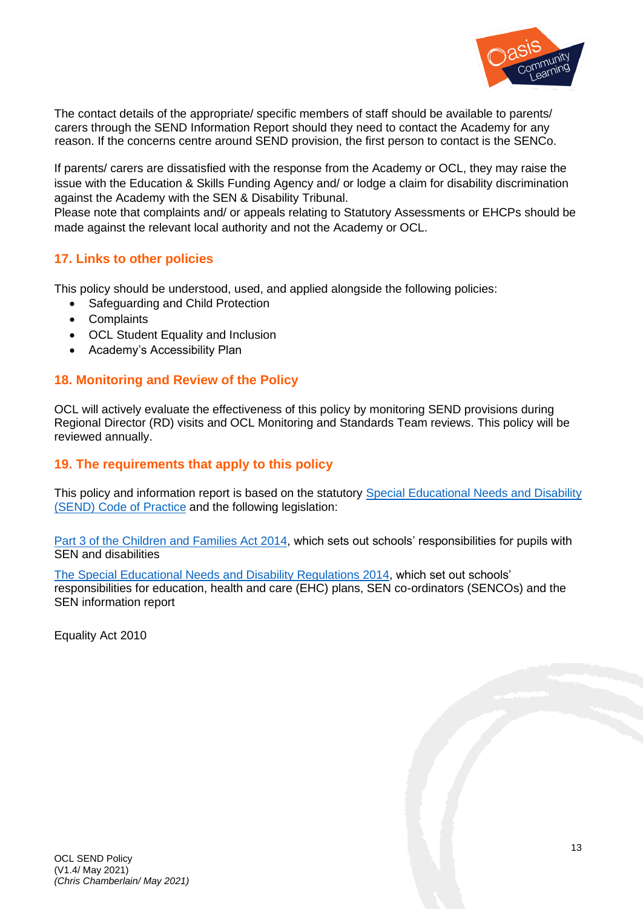The contact details of the appropriate/ specific members of staff should be available to parents/ carers through the SEND Information Report should they need to contact the Academy for any reason. If the concerns centre around SEND provision, the first person to contact is the SENCo.

If parents/ carers are dissatisfied with the response from the Academy or OCL, they may raise the issue with the Education & Skills Funding Agency and/ or lodge a claim for disability discrimination against the Academy with the SEN & Disability Tribunal.
Please note that complaints and/ or appeals relating to Statutory Assessments or EHCPs should be made against the relevant local authority and not the Academy or OCL.

## 17. Links to other policies

This policy should be understood, used, and applied alongside the following policies:

- Safeguarding and Child Protection
- Complaints
- OCL Student Equality and Inclusion
- Academy's Accessibility Plan

## 18. Monitoring and Review of the Policy

OCL will actively evaluate the effectiveness of this policy by monitoring SEND provisions during Regional Director (RD) visits and OCL Monitoring and Standards Team reviews. This policy will be reviewed annually.

## 19. The requirements that apply to this policy

This policy and information report is based on the statutory Special Educational Needs and Disability (SEND) Code of Practice and the following legislation:

Part 3 of the Children and Families Act 2014, which sets out schools' responsibilities for pupils with SEN and disabilities

The Special Educational Needs and Disability Regulations 2014, which set out schools' responsibilities for education, health and care (EHC) plans, SEN co-ordinators (SENCOs) and the SEN information report

Equality Act 2010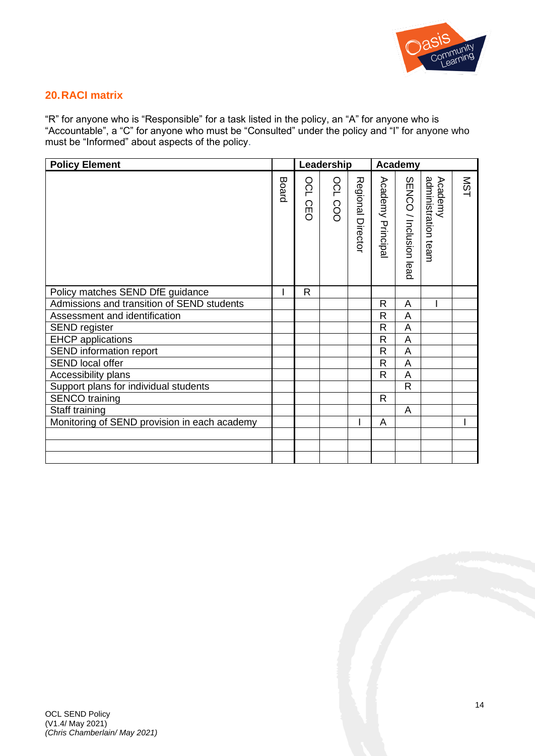## 20. RACI matrix

"R" for anyone who is "Responsible" for a task listed in the policy, an "A" for anyone who is "Accountable", a "C" for anyone who must be "Consulted" under the policy and "I" for anyone who must be "Informed" about aspects of the policy.

| Policy Element | | Leadership | | | Academy | | | |
|---|---|---|---|---|---|---|---|---|
| | Board | OCL CEO | OCL COO | Regional Director | Academy Principal | SENCO / Inclusion lead | Academy administration team | MST |
| Policy matches SEND DfE guidance | I | R | | | | | | |
| Admissions and transition of SEND students | | | | | R | A | I | |
| Assessment and identification | | | | | R | A | | |
| SEND register | | | | | R | A | | |
| EHCP applications | | | | | R | A | | |
| SEND information report | | | | | R | A | | |
| SEND local offer | | | | | R | A | | |
| Accessibility plans | | | | | R | A | | |
| Support plans for individual students | | | | | | R | | |
| SENCO training | | | | | R | | | |
| Staff training | | | | | | A | | |
| Monitoring of SEND provision in each academy | | | | I | A | | | I |
| | | | | | | | | |
| | | | | | | | | |
| | | | | | | | | |

OCL SEND Policy
(V1.4/ May 2021)
*(Chris Chamberlain/ May 2021)*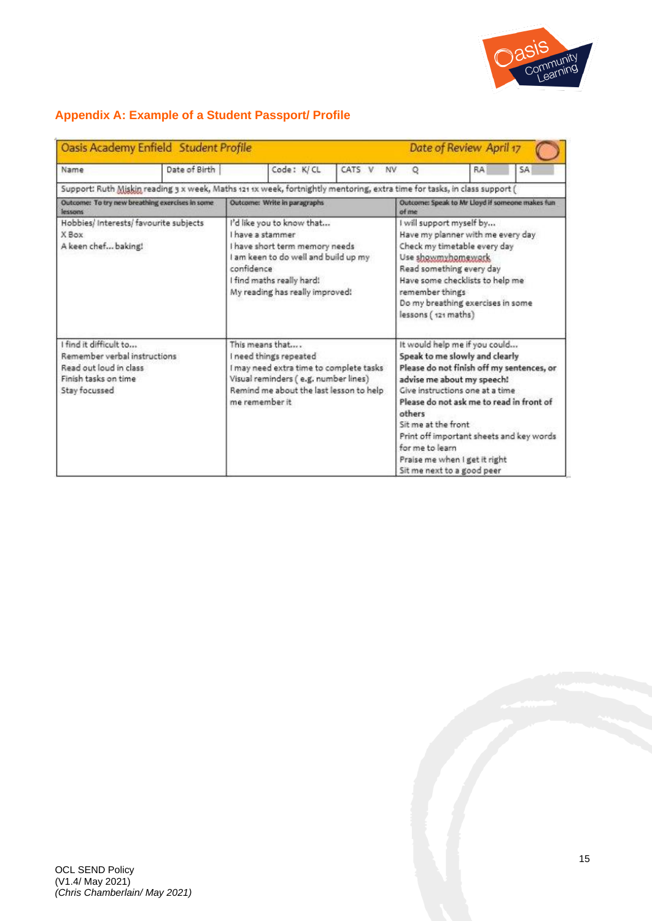## Appendix A: Example of a Student Passport/ Profile

| Oasis Academy Enfield Student Profile | | | | | | Date of Review April 17 | | |
|---|---|---|---|---|---|---|---|---|
| Name | Date of Birth | | Code: K/ CL | CATS V | NV | Q | RA | SA |
| Support: Ruth Miskin reading 3 x week, Maths 121 1x week, fortnightly mentoring, extra time for tasks, in class support ( | | | | | | | | |
| Outcome: To try new breathing exercises in some lessons | | | Outcome: Write in paragraphs | | | Outcome: Speak to Mr Lloyd if someone makes fun of me | | |
| Hobbies/ Interests/ favourite subjects<br>X Box<br>A keen chef… baking! | | | I'd like you to know that…<br>I have a stammer<br>I have short term memory needs<br>I am keen to do well and build up my confidence<br>I find maths really hard!<br>My reading has really improved! | | | I will support myself by…<br>Have my planner with me every day<br>Check my timetable every day<br>Use showmyhomework<br>Read something every day<br>Have some checklists to help me remember things<br>Do my breathing exercises in some lessons ( 121 maths) | | |
| I find it difficult to…<br>Remember verbal instructions<br>Read out loud in class<br>Finish tasks on time<br>Stay focussed | | | This means that….<br>I need things repeated<br>I may need extra time to complete tasks<br>Visual reminders ( e.g. number lines)<br>Remind me about the last lesson to help me remember it | | | It would help me if you could…<br>**Speak to me slowly and clearly**<br>**Please do not finish off my sentences, or advise me about my speech!**<br>Give instructions one at a time<br>**Please do not ask me to read in front of others**<br>Sit me at the front<br>Print off important sheets and key words for me to learn<br>Praise me when I get it right<br>Sit me next to a good peer | | |

OCL SEND Policy
(V1.4/ May 2021)
*(Chris Chamberlain/ May 2021)*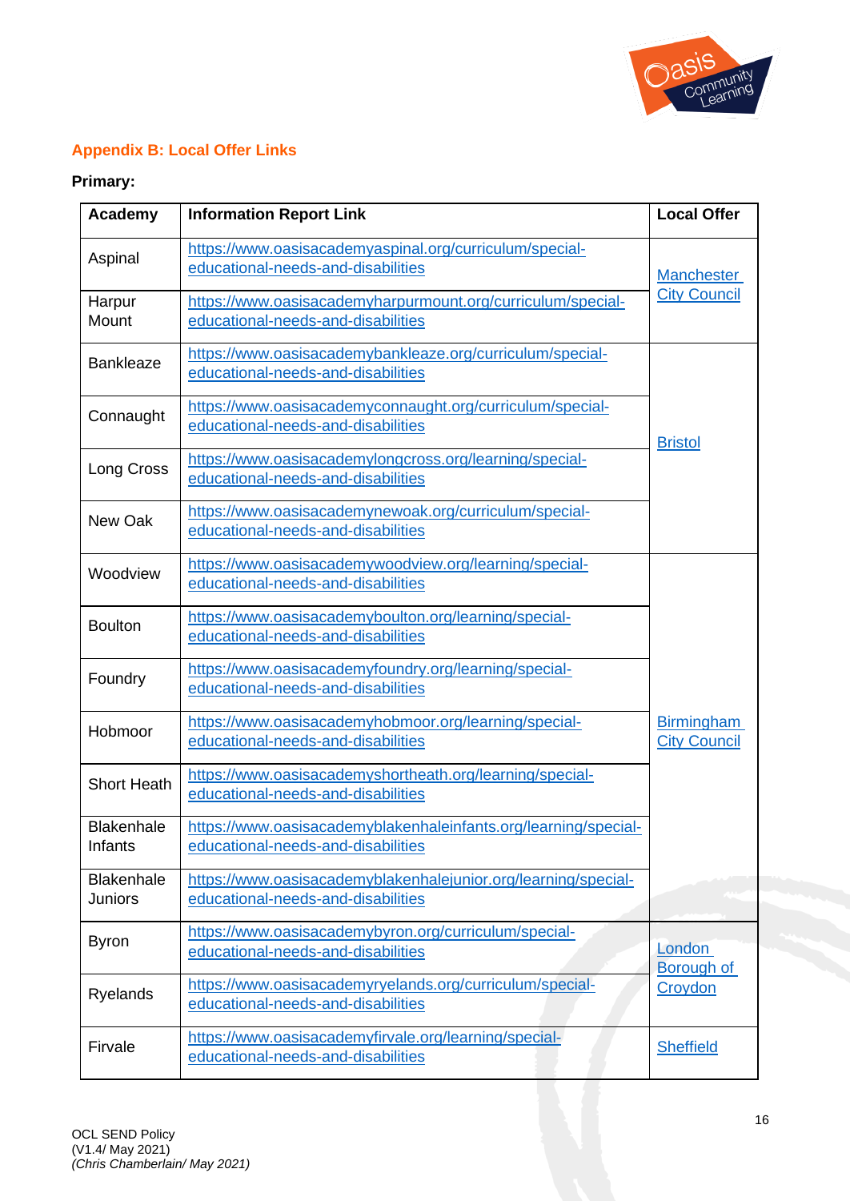## Appendix B: Local Offer Links

**Primary:**

| Academy | Information Report Link | Local Offer |
|---|---|---|
| Aspinal | https://www.oasisacademyaspinal.org/curriculum/special-educational-needs-and-disabilities | Manchester City Council |
| Harpur Mount | https://www.oasisacademyharpurmount.org/curriculum/special-educational-needs-and-disabilities | |
| Bankleaze | https://www.oasisacademybankleaze.org/curriculum/special-educational-needs-and-disabilities | Bristol |
| Connaught | https://www.oasisacademyconnaught.org/curriculum/special-educational-needs-and-disabilities | |
| Long Cross | https://www.oasisacademylongcross.org/learning/special-educational-needs-and-disabilities | |
| New Oak | https://www.oasisacademynewoak.org/curriculum/special-educational-needs-and-disabilities | |
| Woodview | https://www.oasisacademywoodview.org/learning/special-educational-needs-and-disabilities | Birmingham City Council |
| Boulton | https://www.oasisacademyboulton.org/learning/special-educational-needs-and-disabilities | |
| Foundry | https://www.oasisacademyfoundry.org/learning/special-educational-needs-and-disabilities | |
| Hobmoor | https://www.oasisacademyhobmoor.org/learning/special-educational-needs-and-disabilities | |
| Short Heath | https://www.oasisacademyshortheath.org/learning/special-educational-needs-and-disabilities | |
| Blakenhale Infants | https://www.oasisacademyblakenhaleinfants.org/learning/special-educational-needs-and-disabilities | |
| Blakenhale Juniors | https://www.oasisacademyblakenhalejunior.org/learning/special-educational-needs-and-disabilities | |
| Byron | https://www.oasisacademybyron.org/curriculum/special-educational-needs-and-disabilities | London Borough of Croydon |
| Ryelands | https://www.oasisacademyryelands.org/curriculum/special-educational-needs-and-disabilities | |
| Firvale | https://www.oasisacademyfirvale.org/learning/special-educational-needs-and-disabilities | Sheffield |

OCL SEND Policy
(V1.4/ May 2021)
*(Chris Chamberlain/ May 2021)*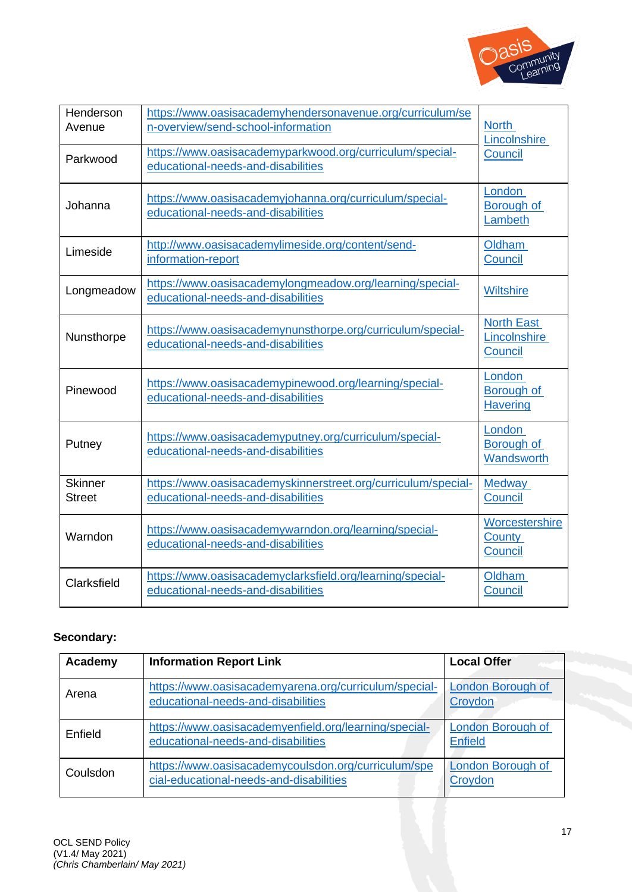| | | |
|---|---|---|
| Henderson Avenue | https://www.oasisacademyhendersonavenue.org/curriculum/send-overview/send-school-information | North Lincolnshire Council |
| Parkwood | https://www.oasisacademyparkwood.org/curriculum/special-educational-needs-and-disabilities | |
| Johanna | https://www.oasisacademyjohanna.org/curriculum/special-educational-needs-and-disabilities | London Borough of Lambeth |
| Limeside | http://www.oasisacademylimeside.org/content/send-information-report | Oldham Council |
| Longmeadow | https://www.oasisacademylongmeadow.org/learning/special-educational-needs-and-disabilities | Wiltshire |
| Nunsthorpe | https://www.oasisacademynunsthorpe.org/curriculum/special-educational-needs-and-disabilities | North East Lincolnshire Council |
| Pinewood | https://www.oasisacademypinewood.org/learning/special-educational-needs-and-disabilities | London Borough of Havering |
| Putney | https://www.oasisacademyputney.org/curriculum/special-educational-needs-and-disabilities | London Borough of Wandsworth |
| Skinner Street | https://www.oasisacademyskinnerstreet.org/curriculum/special-educational-needs-and-disabilities | Medway Council |
| Warndon | https://www.oasisacademywarndon.org/learning/special-educational-needs-and-disabilities | Worcestershire County Council |
| Clarksfield | https://www.oasisacademyclarksfield.org/learning/special-educational-needs-and-disabilities | Oldham Council |

**Secondary:**

| Academy | Information Report Link | Local Offer |
|---|---|---|
| Arena | https://www.oasisacademyarena.org/curriculum/special-educational-needs-and-disabilities | London Borough of Croydon |
| Enfield | https://www.oasisacademyenfield.org/learning/special-educational-needs-and-disabilities | London Borough of Enfield |
| Coulsdon | https://www.oasisacademycoulsdon.org/curriculum/special-educational-needs-and-disabilities | London Borough of Croydon |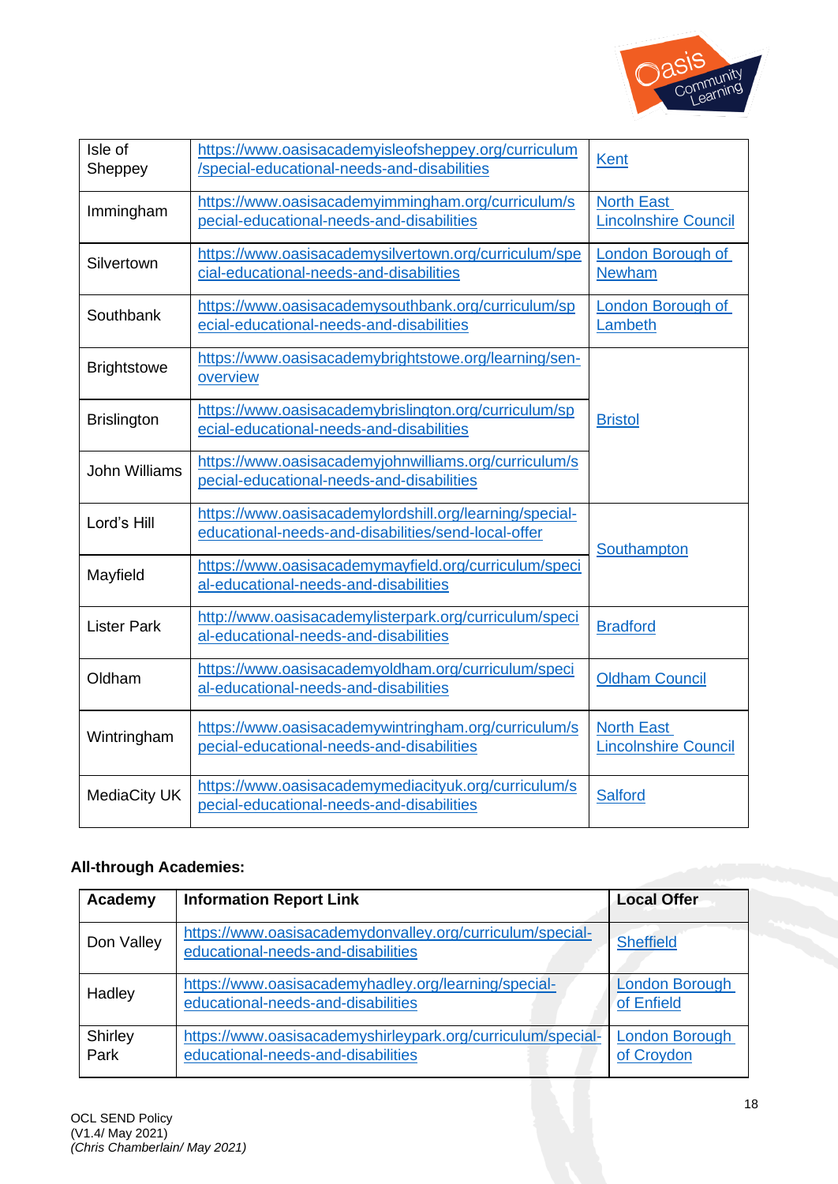| | | |
|---|---|---|
| Isle of Sheppey | https://www.oasisacademyisleofsheppey.org/curriculum/special-educational-needs-and-disabilities | Kent |
| Immingham | https://www.oasisacademyimmingham.org/curriculum/special-educational-needs-and-disabilities | North East Lincolnshire Council |
| Silvertown | https://www.oasisacademysilvertown.org/curriculum/special-educational-needs-and-disabilities | London Borough of Newham |
| Southbank | https://www.oasisacademysouthbank.org/curriculum/special-educational-needs-and-disabilities | London Borough of Lambeth |
| Brightstowe | https://www.oasisacademybrightstowe.org/learning/sen-overview | Bristol |
| Brislington | https://www.oasisacademybrislington.org/curriculum/special-educational-needs-and-disabilities | |
| John Williams | https://www.oasisacademyjohnwilliams.org/curriculum/special-educational-needs-and-disabilities | |
| Lord's Hill | https://www.oasisacademylordshill.org/learning/special-educational-needs-and-disabilities/send-local-offer | Southampton |
| Mayfield | https://www.oasisacademymayfield.org/curriculum/special-educational-needs-and-disabilities | |
| Lister Park | http://www.oasisacademylisterpark.org/curriculum/special-educational-needs-and-disabilities | Bradford |
| Oldham | https://www.oasisacademyoldham.org/curriculum/special-educational-needs-and-disabilities | Oldham Council |
| Wintringham | https://www.oasisacademywintringham.org/curriculum/special-educational-needs-and-disabilities | North East Lincolnshire Council |
| MediaCity UK | https://www.oasisacademymediacityuk.org/curriculum/special-educational-needs-and-disabilities | Salford |

**All-through Academies:**

| Academy | Information Report Link | Local Offer |
|---|---|---|
| Don Valley | https://www.oasisacademydonvalley.org/curriculum/special-educational-needs-and-disabilities | Sheffield |
| Hadley | https://www.oasisacademyhadley.org/learning/special-educational-needs-and-disabilities | London Borough of Enfield |
| Shirley Park | https://www.oasisacademyshirleypark.org/curriculum/special-educational-needs-and-disabilities | London Borough of Croydon |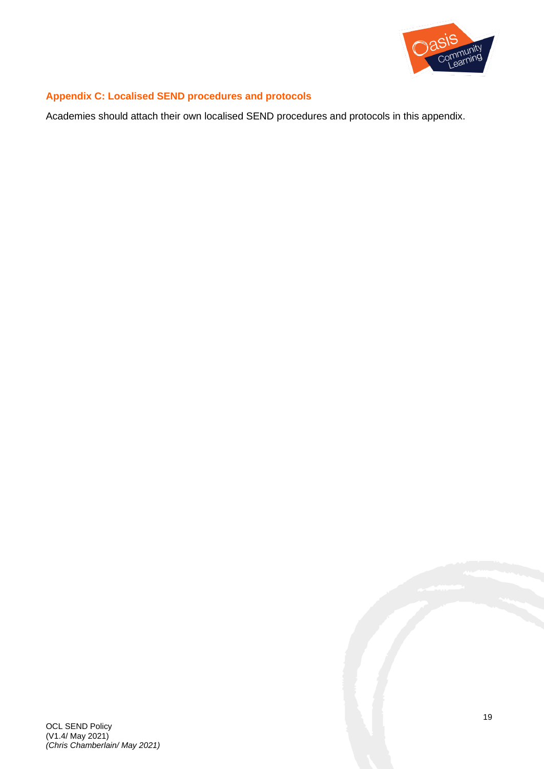## Appendix C: Localised SEND procedures and protocols

Academies should attach their own localised SEND procedures and protocols in this appendix.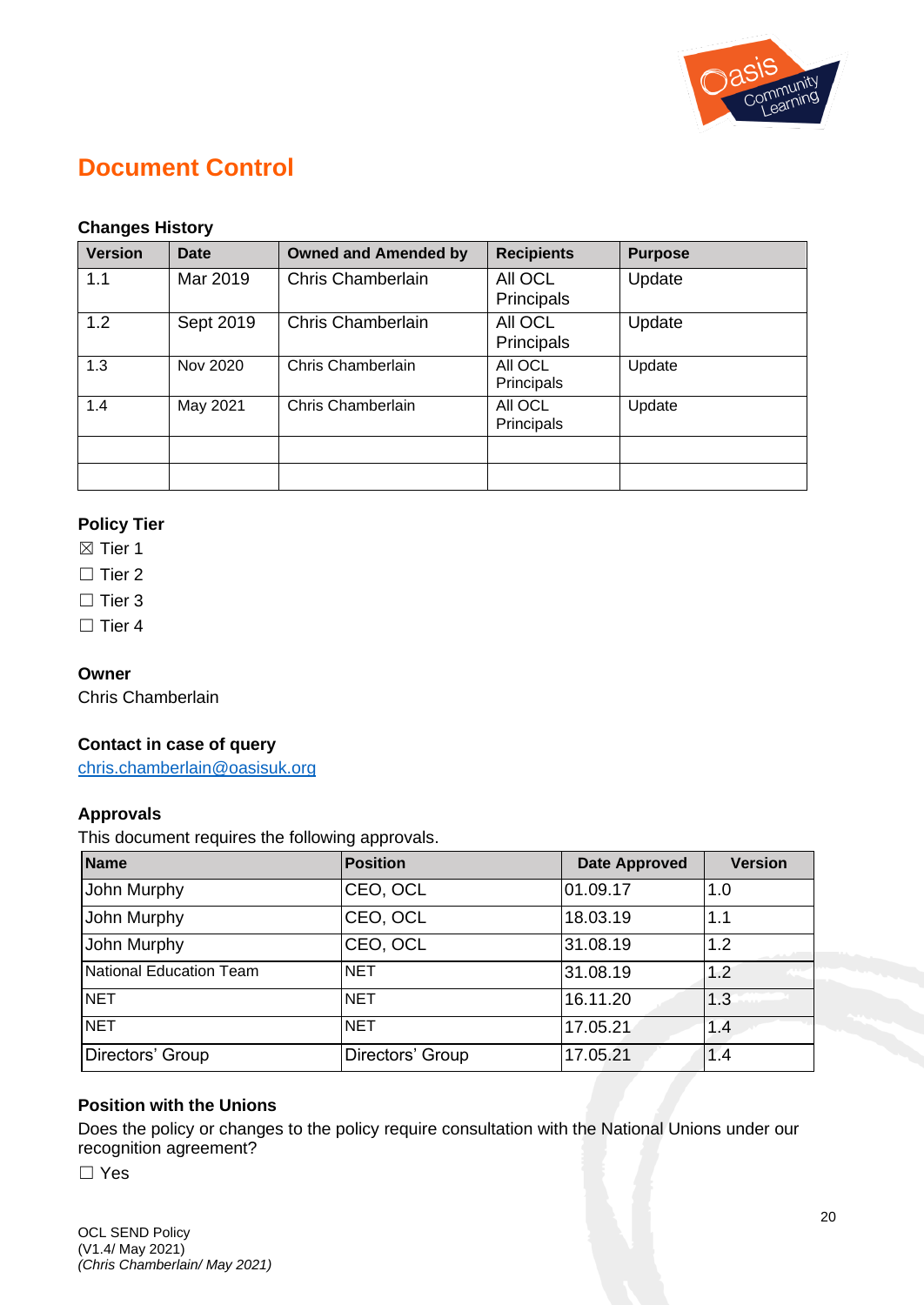# Document Control

### Changes History

| Version | Date | Owned and Amended by | Recipients | Purpose |
|---|---|---|---|---|
| 1.1 | Mar 2019 | Chris Chamberlain | All OCL Principals | Update |
| 1.2 | Sept 2019 | Chris Chamberlain | All OCL Principals | Update |
| 1.3 | Nov 2020 | Chris Chamberlain | All OCL Principals | Update |
| 1.4 | May 2021 | Chris Chamberlain | All OCL Principals | Update |
| | | | | |
| | | | | |

### Policy Tier

☒ Tier 1

☐ Tier 2

☐ Tier 3

☐ Tier 4

### Owner

Chris Chamberlain

### Contact in case of query

chris.chamberlain@oasisuk.org

### Approvals

This document requires the following approvals.

| Name | Position | Date Approved | Version |
|---|---|---|---|
| John Murphy | CEO, OCL | 01.09.17 | 1.0 |
| John Murphy | CEO, OCL | 18.03.19 | 1.1 |
| John Murphy | CEO, OCL | 31.08.19 | 1.2 |
| National Education Team | NET | 31.08.19 | 1.2 |
| NET | NET | 16.11.20 | 1.3 |
| NET | NET | 17.05.21 | 1.4 |
| Directors' Group | Directors' Group | 17.05.21 | 1.4 |

### Position with the Unions

Does the policy or changes to the policy require consultation with the National Unions under our recognition agreement?

☐ Yes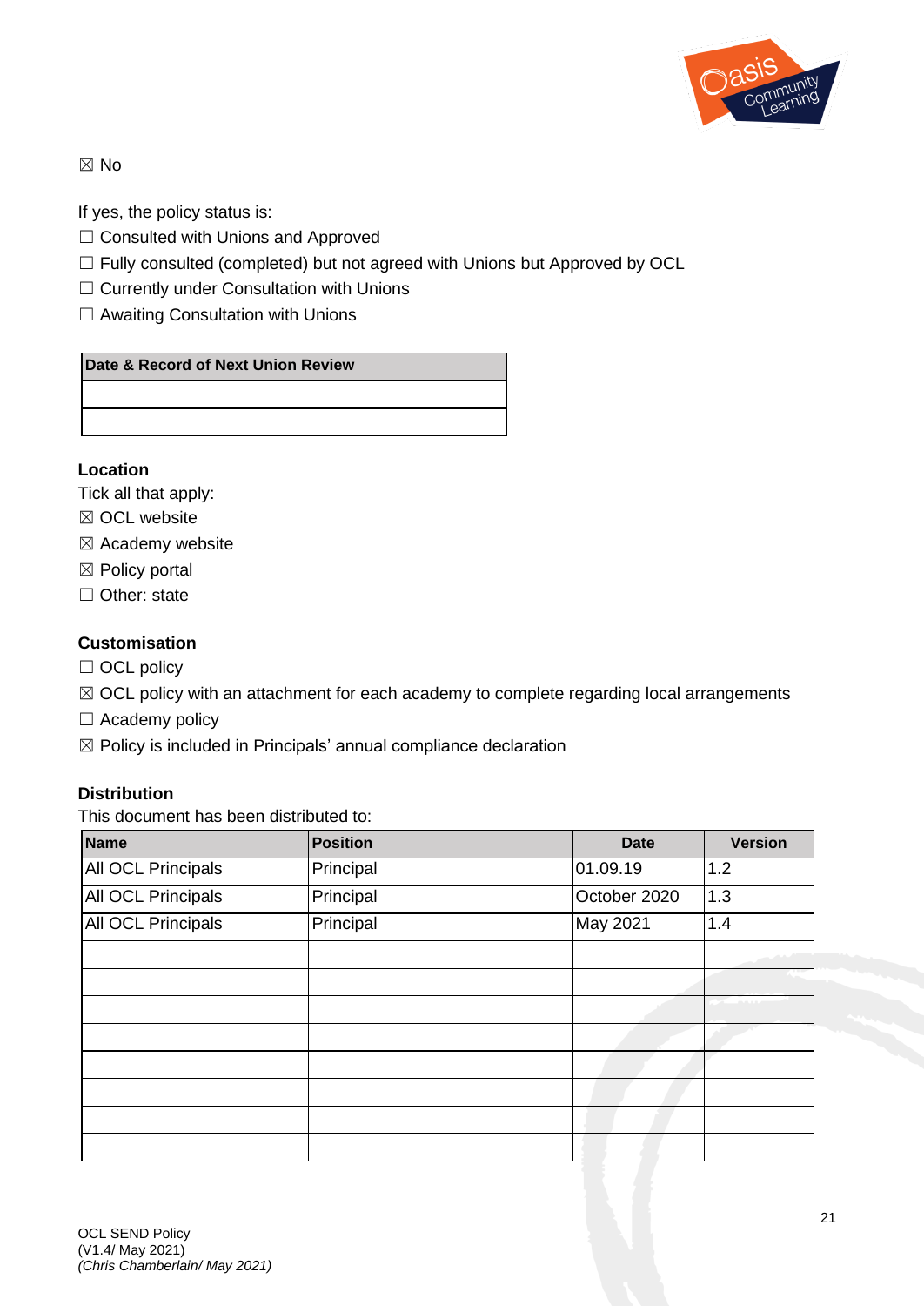☒ No

If yes, the policy status is:

☐ Consulted with Unions and Approved

☐ Fully consulted (completed) but not agreed with Unions but Approved by OCL

☐ Currently under Consultation with Unions

☐ Awaiting Consultation with Unions

| Date & Record of Next Union Review |
|---|
| |
| |

**Location**

Tick all that apply:

☒ OCL website

☒ Academy website

☒ Policy portal

☐ Other: state

**Customisation**

☐ OCL policy

☒ OCL policy with an attachment for each academy to complete regarding local arrangements

☐ Academy policy

☒ Policy is included in Principals' annual compliance declaration

**Distribution**

This document has been distributed to:

| Name | Position | Date | Version |
|---|---|---|---|
| All OCL Principals | Principal | 01.09.19 | 1.2 |
| All OCL Principals | Principal | October 2020 | 1.3 |
| All OCL Principals | Principal | May 2021 | 1.4 |
| | | | |
| | | | |
| | | | |
| | | | |
| | | | |
| | | | |
| | | | |
| | | | |

OCL SEND Policy
(V1.4/ May 2021)
*(Chris Chamberlain/ May 2021)*